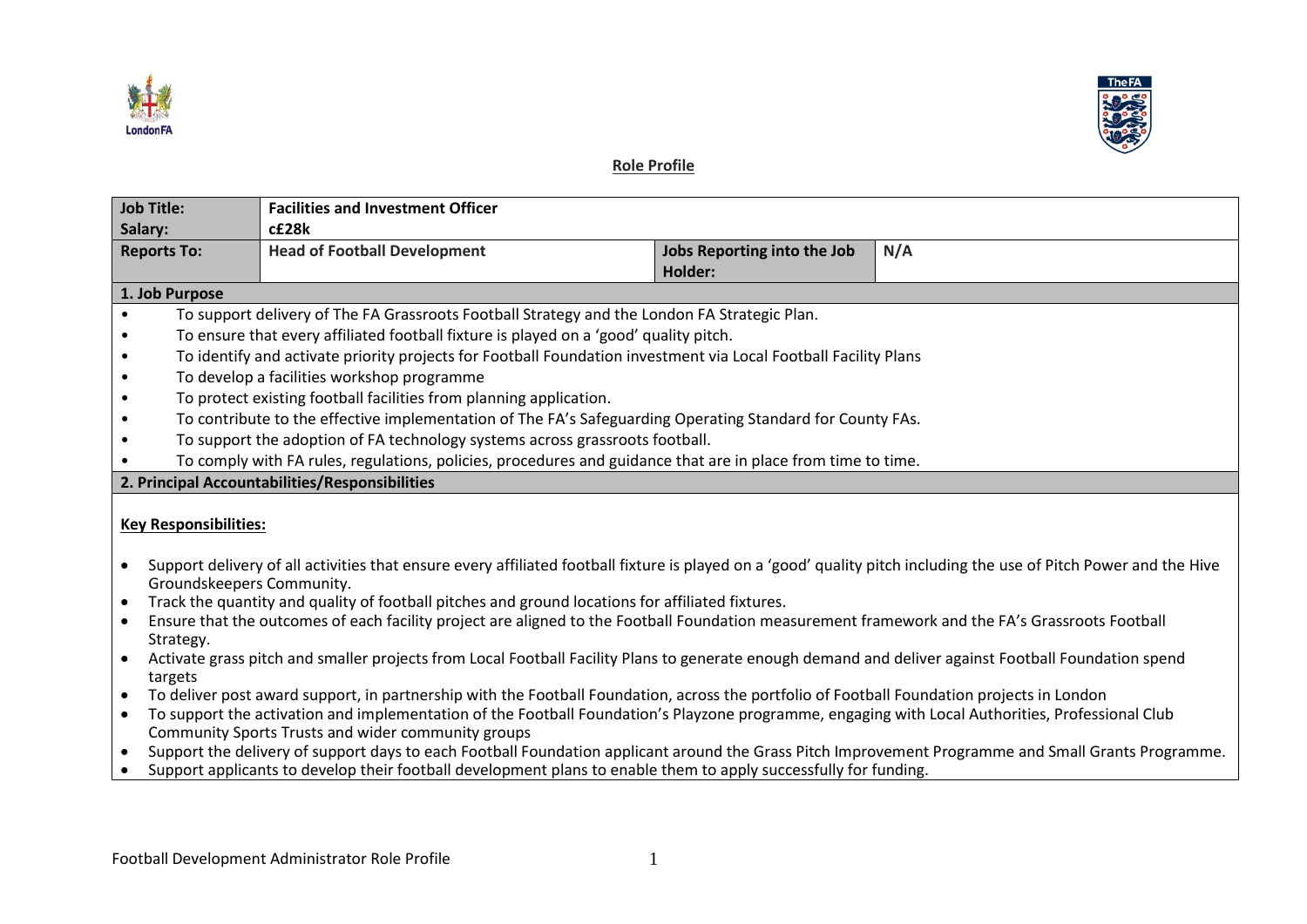**Role Profile**

| Job Title: | Facilities and Investment Officer | | |
|---|---|---|---|
| Salary: | c£28k | | |
| Reports To: | Head of Football Development | Jobs Reporting into the Job Holder: | N/A |

**1. Job Purpose**

- To support delivery of The FA Grassroots Football Strategy and the London FA Strategic Plan.
- To ensure that every affiliated football fixture is played on a 'good' quality pitch.
- To identify and activate priority projects for Football Foundation investment via Local Football Facility Plans
- To develop a facilities workshop programme
- To protect existing football facilities from planning application.
- To contribute to the effective implementation of The FA's Safeguarding Operating Standard for County FAs.
- To support the adoption of FA technology systems across grassroots football.
- To comply with FA rules, regulations, policies, procedures and guidance that are in place from time to time.

**2. Principal Accountabilities/Responsibilities**

**Key Responsibilities:**

- Support delivery of all activities that ensure every affiliated football fixture is played on a 'good' quality pitch including the use of Pitch Power and the Hive Groundskeepers Community.
- Track the quantity and quality of football pitches and ground locations for affiliated fixtures.
- Ensure that the outcomes of each facility project are aligned to the Football Foundation measurement framework and the FA's Grassroots Football Strategy.
- Activate grass pitch and smaller projects from Local Football Facility Plans to generate enough demand and deliver against Football Foundation spend targets
- To deliver post award support, in partnership with the Football Foundation, across the portfolio of Football Foundation projects in London
- To support the activation and implementation of the Football Foundation's Playzone programme, engaging with Local Authorities, Professional Club Community Sports Trusts and wider community groups
- Support the delivery of support days to each Football Foundation applicant around the Grass Pitch Improvement Programme and Small Grants Programme.
- Support applicants to develop their football development plans to enable them to apply successfully for funding.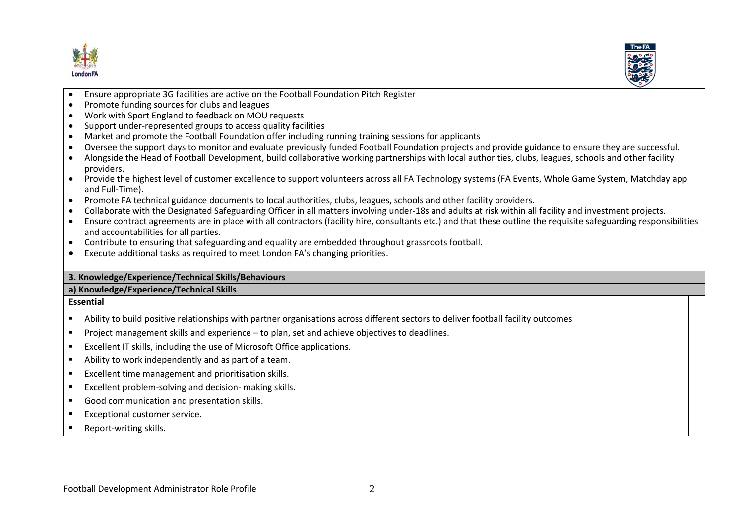- Ensure appropriate 3G facilities are active on the Football Foundation Pitch Register
- Promote funding sources for clubs and leagues
- Work with Sport England to feedback on MOU requests
- Support under-represented groups to access quality facilities
- Market and promote the Football Foundation offer including running training sessions for applicants
- Oversee the support days to monitor and evaluate previously funded Football Foundation projects and provide guidance to ensure they are successful.
- Alongside the Head of Football Development, build collaborative working partnerships with local authorities, clubs, leagues, schools and other facility providers.
- Provide the highest level of customer excellence to support volunteers across all FA Technology systems (FA Events, Whole Game System, Matchday app and Full-Time).
- Promote FA technical guidance documents to local authorities, clubs, leagues, schools and other facility providers.
- Collaborate with the Designated Safeguarding Officer in all matters involving under-18s and adults at risk within all facility and investment projects.
- Ensure contract agreements are in place with all contractors (facility hire, consultants etc.) and that these outline the requisite safeguarding responsibilities and accountabilities for all parties.
- Contribute to ensuring that safeguarding and equality are embedded throughout grassroots football.
- Execute additional tasks as required to meet London FA's changing priorities.

## 3. Knowledge/Experience/Technical Skills/Behaviours

### a) Knowledge/Experience/Technical Skills

**Essential**

- Ability to build positive relationships with partner organisations across different sectors to deliver football facility outcomes
- Project management skills and experience – to plan, set and achieve objectives to deadlines.
- Excellent IT skills, including the use of Microsoft Office applications.
- Ability to work independently and as part of a team.
- Excellent time management and prioritisation skills.
- Excellent problem-solving and decision- making skills.
- Good communication and presentation skills.
- Exceptional customer service.
- Report-writing skills.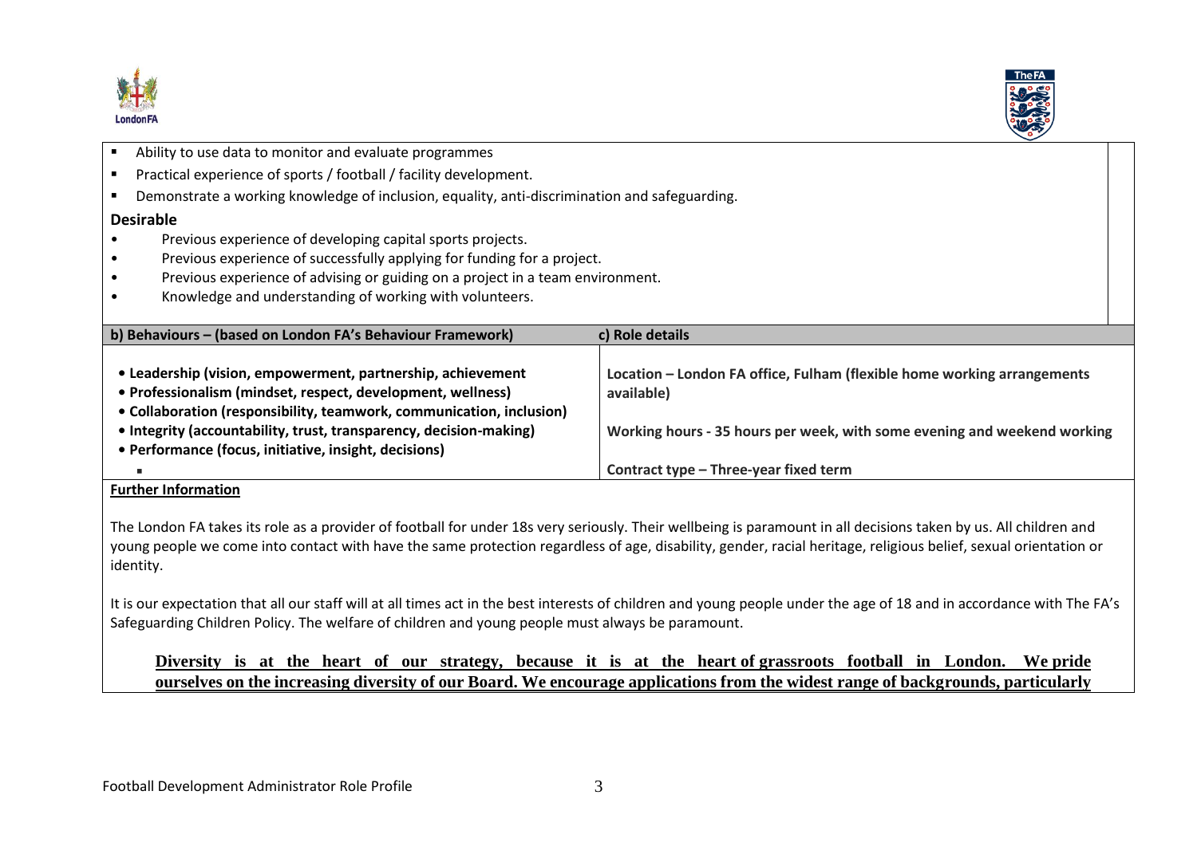- Ability to use data to monitor and evaluate programmes
- Practical experience of sports / football / facility development.
- Demonstrate a working knowledge of inclusion, equality, anti-discrimination and safeguarding.

**Desirable**

- Previous experience of developing capital sports projects.
- Previous experience of successfully applying for funding for a project.
- Previous experience of advising or guiding on a project in a team environment.
- Knowledge and understanding of working with volunteers.

| b) Behaviours – (based on London FA's Behaviour Framework) | c) Role details |
|---|---|
| **• Leadership (vision, empowerment, partnership, achievement**<br>**• Professionalism (mindset, respect, development, wellness)**<br>**• Collaboration (responsibility, teamwork, communication, inclusion)**<br>**• Integrity (accountability, trust, transparency, decision-making)**<br>**• Performance (focus, initiative, insight, decisions)** | **Location – London FA office, Fulham (flexible home working arrangements available)**<br><br>**Working hours - 35 hours per week, with some evening and weekend working**<br><br>**Contract type – Three-year fixed term** |

**Further Information**

The London FA takes its role as a provider of football for under 18s very seriously. Their wellbeing is paramount in all decisions taken by us. All children and young people we come into contact with have the same protection regardless of age, disability, gender, racial heritage, religious belief, sexual orientation or identity.

It is our expectation that all our staff will at all times act in the best interests of children and young people under the age of 18 and in accordance with The FA's Safeguarding Children Policy. The welfare of children and young people must always be paramount.

**Diversity is at the heart of our strategy, because it is at the heart of grassroots football in London. We pride ourselves on the increasing diversity of our Board. We encourage applications from the widest range of backgrounds, particularly**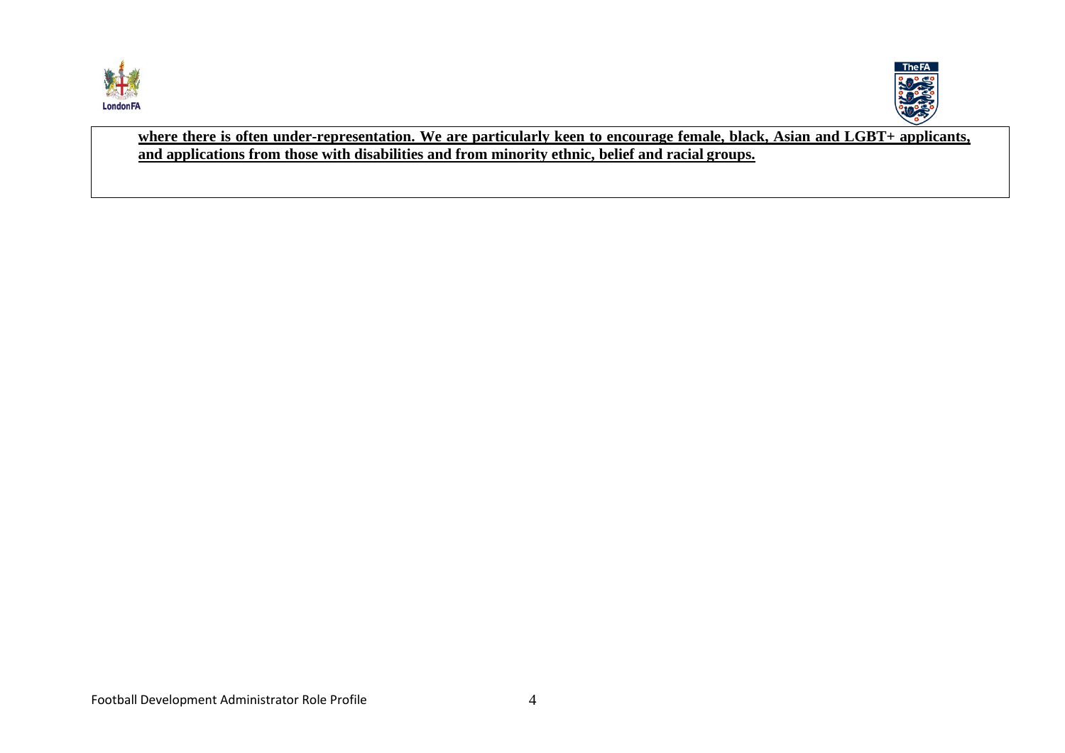**where there is often under-representation. We are particularly keen to encourage female, black, Asian and LGBT+ applicants, and applications from those with disabilities and from minority ethnic, belief and racial groups.**